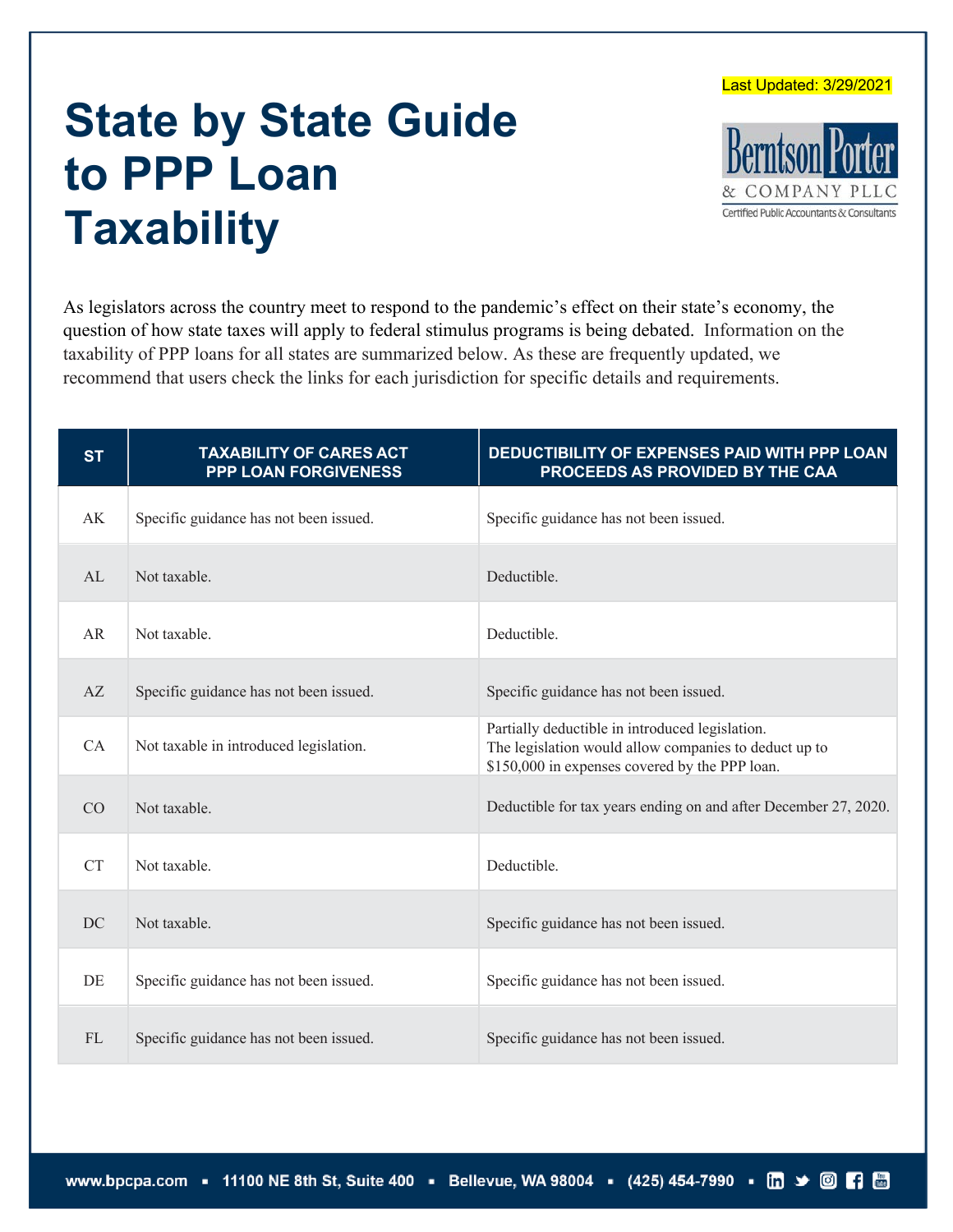Last Updated: 3/29/2021

# State by State Guide to PPP Loan Taxability

As legislators across the country meet to respond to the pandemic's effect on their state's economy, the question of how state taxes will apply to federal stimulus programs is being debated. Information on the taxability of PPP loans for all states are summarized below. As these are frequently updated, we recommend that users check the links for each jurisdiction for specific details and requirements.

| ST | TAXABILITY OF CARES ACT PPP LOAN FORGIVENESS | DEDUCTIBILITY OF EXPENSES PAID WITH PPP LOAN PROCEEDS AS PROVIDED BY THE CAA |
|---|---|---|
| AK | Specific guidance has not been issued. | Specific guidance has not been issued. |
| AL | Not taxable. | Deductible. |
| AR | Not taxable. | Deductible. |
| AZ | Specific guidance has not been issued. | Specific guidance has not been issued. |
| CA | Not taxable in introduced legislation. | Partially deductible in introduced legislation. The legislation would allow companies to deduct up to $150,000 in expenses covered by the PPP loan. |
| CO | Not taxable. | Deductible for tax years ending on and after December 27, 2020. |
| CT | Not taxable. | Deductible. |
| DC | Not taxable. | Specific guidance has not been issued. |
| DE | Specific guidance has not been issued. | Specific guidance has not been issued. |
| FL | Specific guidance has not been issued. | Specific guidance has not been issued. |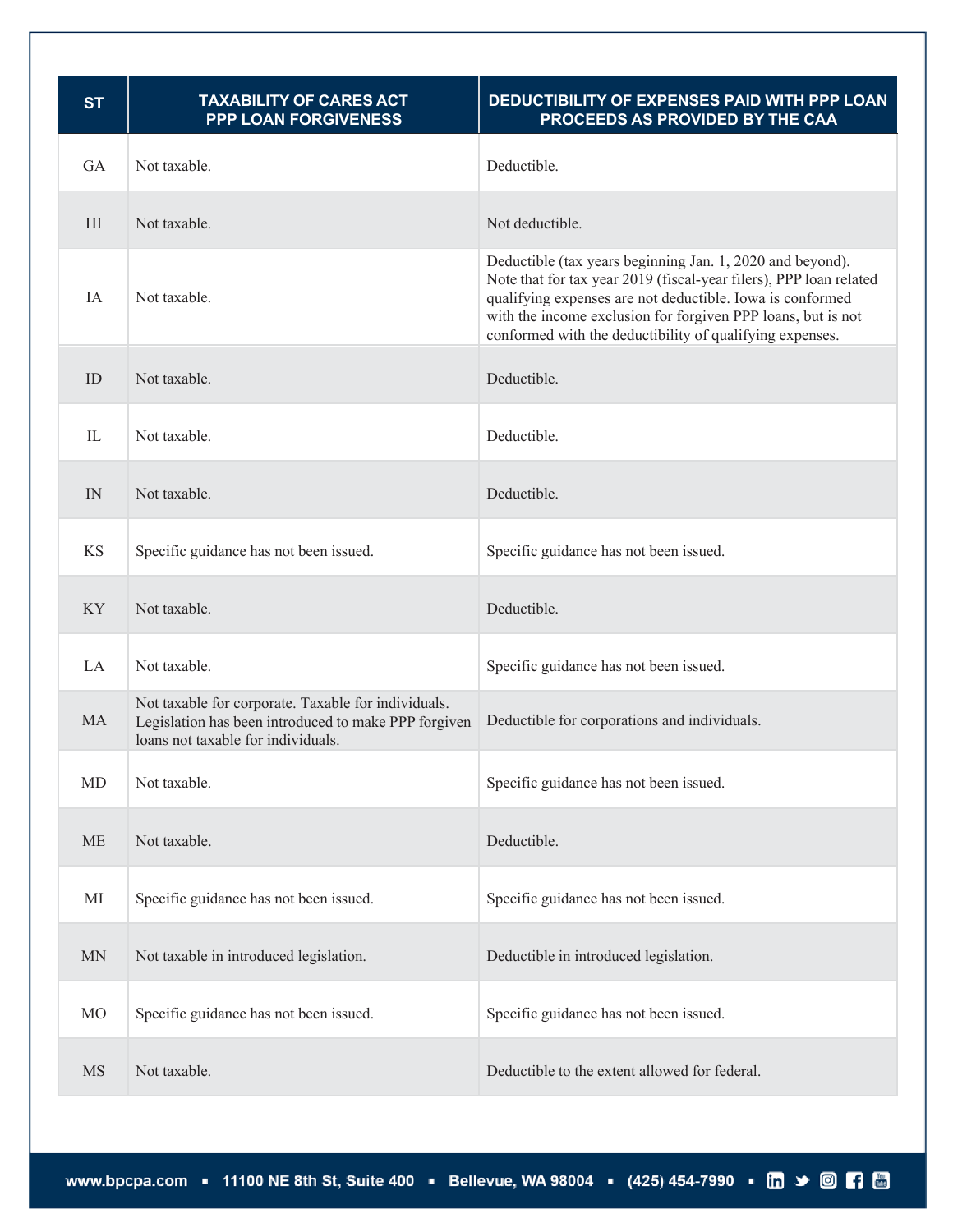| ST | TAXABILITY OF CARES ACT PPP LOAN FORGIVENESS | DEDUCTIBILITY OF EXPENSES PAID WITH PPP LOAN PROCEEDS AS PROVIDED BY THE CAA |
|---|---|---|
| GA | Not taxable. | Deductible. |
| HI | Not taxable. | Not deductible. |
| IA | Not taxable. | Deductible (tax years beginning Jan. 1, 2020 and beyond). Note that for tax year 2019 (fiscal-year filers), PPP loan related qualifying expenses are not deductible. Iowa is conformed with the income exclusion for forgiven PPP loans, but is not conformed with the deductibility of qualifying expenses. |
| ID | Not taxable. | Deductible. |
| IL | Not taxable. | Deductible. |
| IN | Not taxable. | Deductible. |
| KS | Specific guidance has not been issued. | Specific guidance has not been issued. |
| KY | Not taxable. | Deductible. |
| LA | Not taxable. | Specific guidance has not been issued. |
| MA | Not taxable for corporate. Taxable for individuals. Legislation has been introduced to make PPP forgiven loans not taxable for individuals. | Deductible for corporations and individuals. |
| MD | Not taxable. | Specific guidance has not been issued. |
| ME | Not taxable. | Deductible. |
| MI | Specific guidance has not been issued. | Specific guidance has not been issued. |
| MN | Not taxable in introduced legislation. | Deductible in introduced legislation. |
| MO | Specific guidance has not been issued. | Specific guidance has not been issued. |
| MS | Not taxable. | Deductible to the extent allowed for federal. |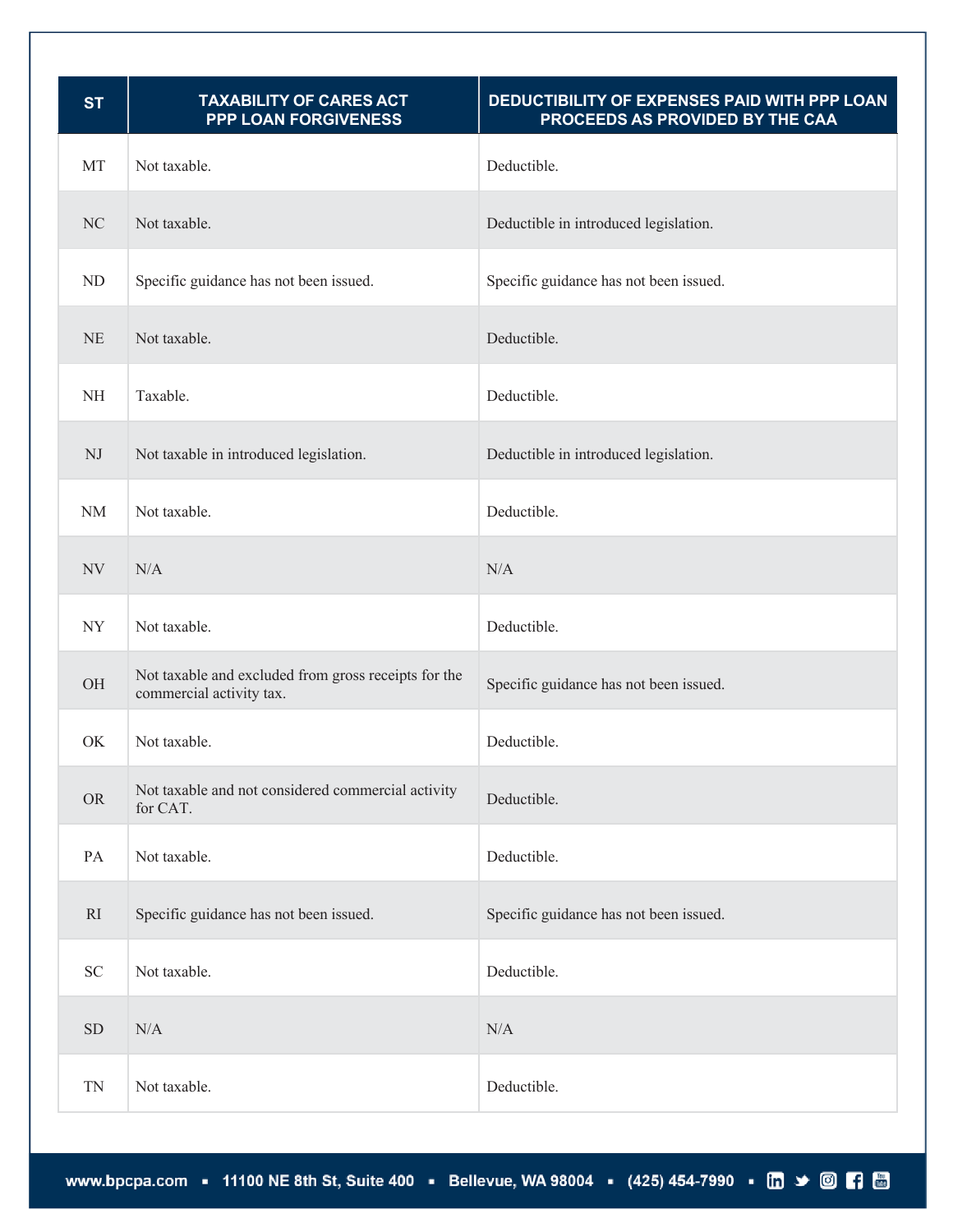| ST | TAXABILITY OF CARES ACT PPP LOAN FORGIVENESS | DEDUCTIBILITY OF EXPENSES PAID WITH PPP LOAN PROCEEDS AS PROVIDED BY THE CAA |
|---|---|---|
| MT | Not taxable. | Deductible. |
| NC | Not taxable. | Deductible in introduced legislation. |
| ND | Specific guidance has not been issued. | Specific guidance has not been issued. |
| NE | Not taxable. | Deductible. |
| NH | Taxable. | Deductible. |
| NJ | Not taxable in introduced legislation. | Deductible in introduced legislation. |
| NM | Not taxable. | Deductible. |
| NV | N/A | N/A |
| NY | Not taxable. | Deductible. |
| OH | Not taxable and excluded from gross receipts for the commercial activity tax. | Specific guidance has not been issued. |
| OK | Not taxable. | Deductible. |
| OR | Not taxable and not considered commercial activity for CAT. | Deductible. |
| PA | Not taxable. | Deductible. |
| RI | Specific guidance has not been issued. | Specific guidance has not been issued. |
| SC | Not taxable. | Deductible. |
| SD | N/A | N/A |
| TN | Not taxable. | Deductible. |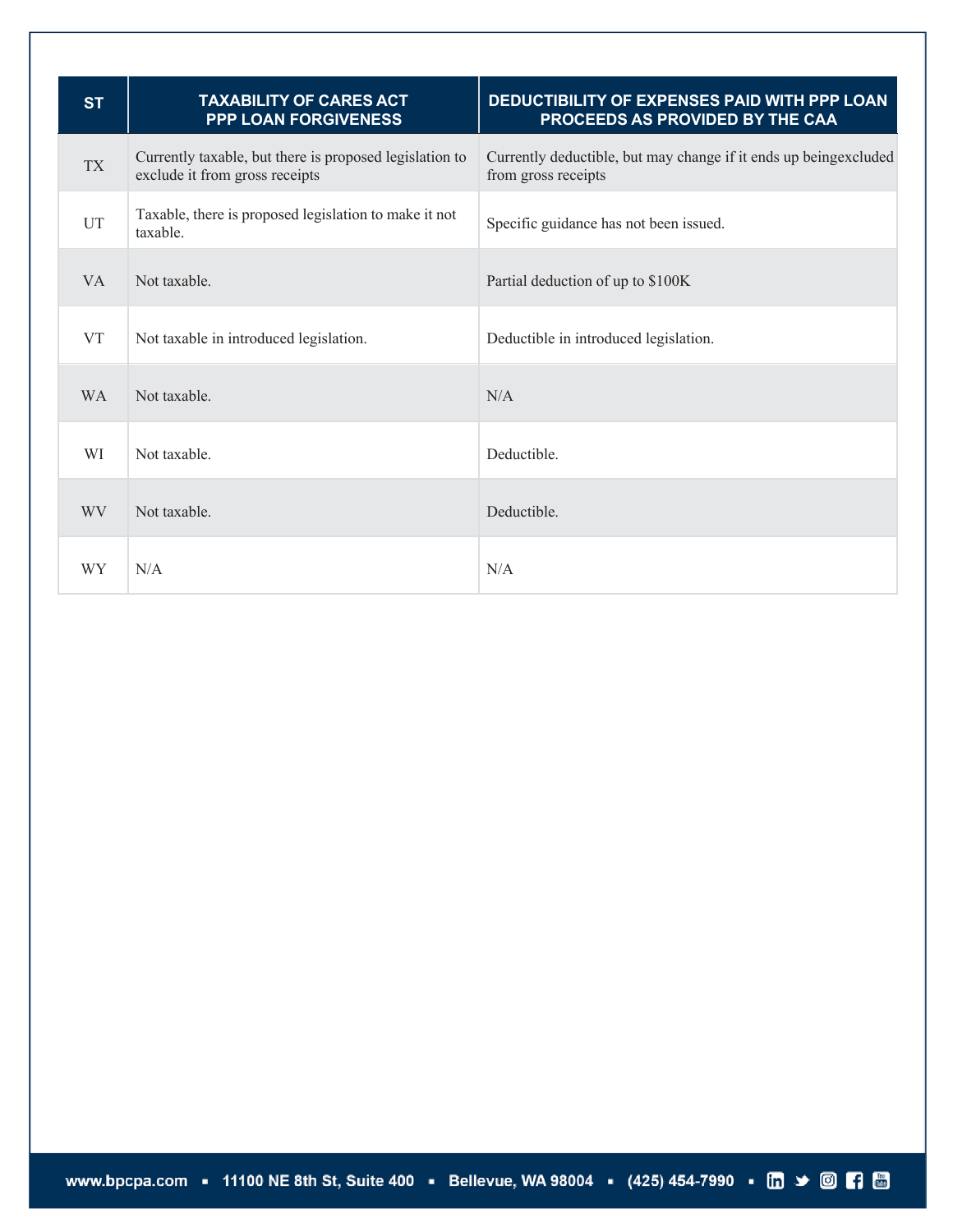| ST | TAXABILITY OF CARES ACT PPP LOAN FORGIVENESS | DEDUCTIBILITY OF EXPENSES PAID WITH PPP LOAN PROCEEDS AS PROVIDED BY THE CAA |
|---|---|---|
| TX | Currently taxable, but there is proposed legislation to exclude it from gross receipts | Currently deductible, but may change if it ends up beingexcluded from gross receipts |
| UT | Taxable, there is proposed legislation to make it not taxable. | Specific guidance has not been issued. |
| VA | Not taxable. | Partial deduction of up to $100K |
| VT | Not taxable in introduced legislation. | Deductible in introduced legislation. |
| WA | Not taxable. | N/A |
| WI | Not taxable. | Deductible. |
| WV | Not taxable. | Deductible. |
| WY | N/A | N/A |